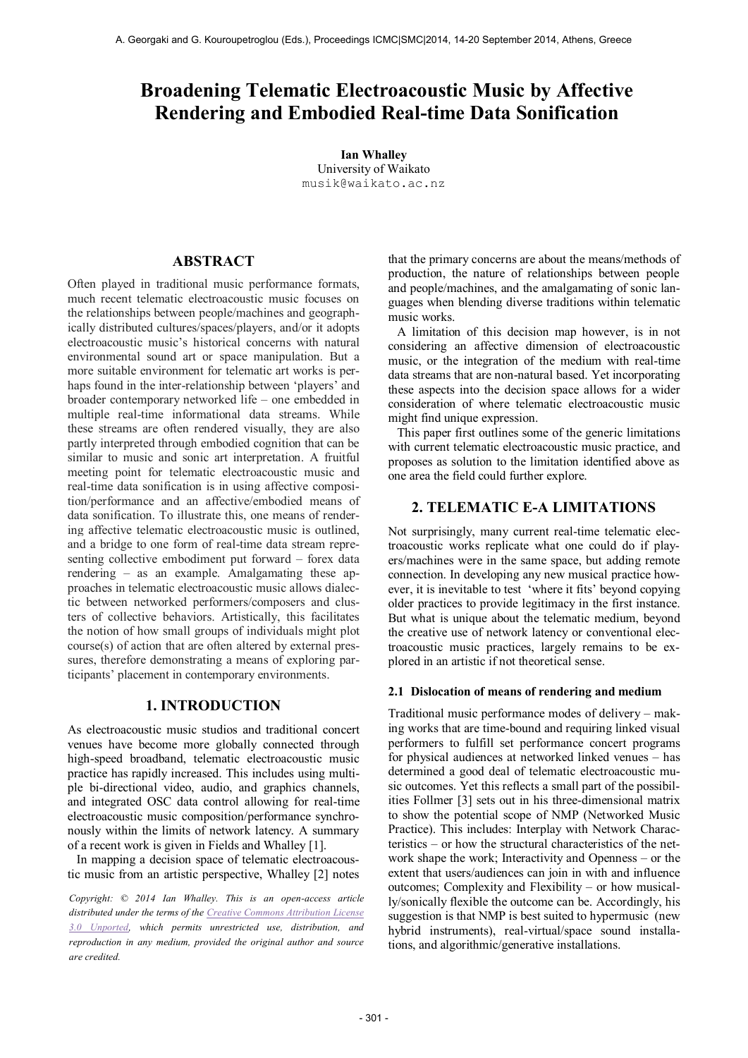# Broadening Telematic Electroacoustic Music by Affective Rendering and Embodied Real-time Data Sonification

**Ian Whalley**
University of Waikato
musik@waikato.ac.nz

## ABSTRACT

Often played in traditional music performance formats, much recent telematic electroacoustic music focuses on the relationships between people/machines and geographically distributed cultures/spaces/players, and/or it adopts electroacoustic music's historical concerns with natural environmental sound art or space manipulation. But a more suitable environment for telematic art works is perhaps found in the inter-relationship between 'players' and broader contemporary networked life – one embedded in multiple real-time informational data streams. While these streams are often rendered visually, they are also partly interpreted through embodied cognition that can be similar to music and sonic art interpretation. A fruitful meeting point for telematic electroacoustic music and real-time data sonification is in using affective composition/performance and an affective/embodied means of data sonification. To illustrate this, one means of rendering affective telematic electroacoustic music is outlined, and a bridge to one form of real-time data stream representing collective embodiment put forward – forex data rendering – as an example. Amalgamating these approaches in telematic electroacoustic music allows dialectic between networked performers/composers and clusters of collective behaviors. Artistically, this facilitates the notion of how small groups of individuals might plot course(s) of action that are often altered by external pressures, therefore demonstrating a means of exploring participants' placement in contemporary environments.

## 1. INTRODUCTION

As electroacoustic music studios and traditional concert venues have become more globally connected through high-speed broadband, telematic electroacoustic music practice has rapidly increased. This includes using multiple bi-directional video, audio, and graphics channels, and integrated OSC data control allowing for real-time electroacoustic music composition/performance synchronously within the limits of network latency. A summary of a recent work is given in Fields and Whalley [1].

In mapping a decision space of telematic electroacoustic music from an artistic perspective, Whalley [2] notes that the primary concerns are about the means/methods of production, the nature of relationships between people and people/machines, and the amalgamating of sonic languages when blending diverse traditions within telematic music works.

A limitation of this decision map however, is in not considering an affective dimension of electroacoustic music, or the integration of the medium with real-time data streams that are non-natural based. Yet incorporating these aspects into the decision space allows for a wider consideration of where telematic electroacoustic music might find unique expression.

This paper first outlines some of the generic limitations with current telematic electroacoustic music practice, and proposes as solution to the limitation identified above as one area the field could further explore.

*Copyright: © 2014 Ian Whalley. This is an open-access article distributed under the terms of the Creative Commons Attribution License 3.0 Unported, which permits unrestricted use, distribution, and reproduction in any medium, provided the original author and source are credited.*

## 2. TELEMATIC E-A LIMITATIONS

Not surprisingly, many current real-time telematic electroacoustic works replicate what one could do if players/machines were in the same space, but adding remote connection. In developing any new musical practice however, it is inevitable to test 'where it fits' beyond copying older practices to provide legitimacy in the first instance. But what is unique about the telematic medium, beyond the creative use of network latency or conventional electroacoustic music practices, largely remains to be explored in an artistic if not theoretical sense.

### 2.1 Dislocation of means of rendering and medium

Traditional music performance modes of delivery – making works that are time-bound and requiring linked visual performers to fulfill set performance concert programs for physical audiences at networked linked venues – has determined a good deal of telematic electroacoustic music outcomes. Yet this reflects a small part of the possibilities Follmer [3] sets out in his three-dimensional matrix to show the potential scope of NMP (Networked Music Practice). This includes: Interplay with Network Characteristics – or how the structural characteristics of the network shape the work; Interactivity and Openness – or the extent that users/audiences can join in with and influence outcomes; Complexity and Flexibility – or how musically/sonically flexible the outcome can be. Accordingly, his suggestion is that NMP is best suited to hypermusic (new hybrid instruments), real-virtual/space sound installations, and algorithmic/generative installations.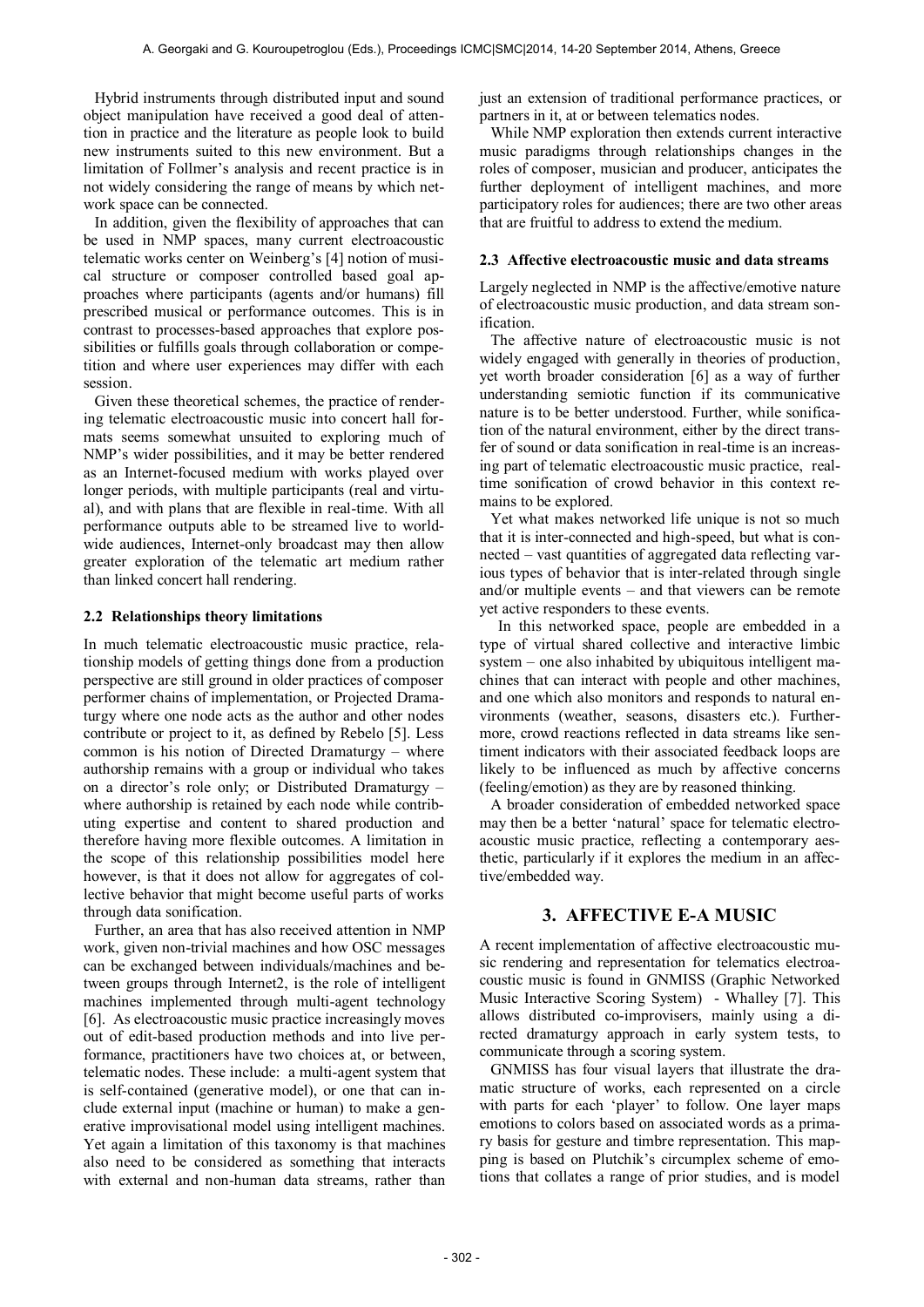Hybrid instruments through distributed input and sound object manipulation have received a good deal of attention in practice and the literature as people look to build new instruments suited to this new environment. But a limitation of Follmer's analysis and recent practice is in not widely considering the range of means by which network space can be connected.

In addition, given the flexibility of approaches that can be used in NMP spaces, many current electroacoustic telematic works center on Weinberg's [4] notion of musical structure or composer controlled based goal approaches where participants (agents and/or humans) fill prescribed musical or performance outcomes. This is in contrast to processes-based approaches that explore possibilities or fulfills goals through collaboration or competition and where user experiences may differ with each session.

Given these theoretical schemes, the practice of rendering telematic electroacoustic music into concert hall formats seems somewhat unsuited to exploring much of NMP's wider possibilities, and it may be better rendered as an Internet-focused medium with works played over longer periods, with multiple participants (real and virtual), and with plans that are flexible in real-time. With all performance outputs able to be streamed live to worldwide audiences, Internet-only broadcast may then allow greater exploration of the telematic art medium rather than linked concert hall rendering.

### 2.2 Relationships theory limitations

In much telematic electroacoustic music practice, relationship models of getting things done from a production perspective are still ground in older practices of composer performer chains of implementation, or Projected Dramaturgy where one node acts as the author and other nodes contribute or project to it, as defined by Rebelo [5]. Less common is his notion of Directed Dramaturgy – where authorship remains with a group or individual who takes on a director's role only; or Distributed Dramaturgy – where authorship is retained by each node while contributing expertise and content to shared production and therefore having more flexible outcomes. A limitation in the scope of this relationship possibilities model here however, is that it does not allow for aggregates of collective behavior that might become useful parts of works through data sonification.

Further, an area that has also received attention in NMP work, given non-trivial machines and how OSC messages can be exchanged between individuals/machines and between groups through Internet2, is the role of intelligent machines implemented through multi-agent technology [6]. As electroacoustic music practice increasingly moves out of edit-based production methods and into live performance, practitioners have two choices at, or between, telematic nodes. These include: a multi-agent system that is self-contained (generative model), or one that can include external input (machine or human) to make a generative improvisational model using intelligent machines. Yet again a limitation of this taxonomy is that machines also need to be considered as something that interacts with external and non-human data streams, rather than just an extension of traditional performance practices, or partners in it, at or between telematics nodes.

While NMP exploration then extends current interactive music paradigms through relationships changes in the roles of composer, musician and producer, anticipates the further deployment of intelligent machines, and more participatory roles for audiences; there are two other areas that are fruitful to address to extend the medium.

### 2.3 Affective electroacoustic music and data streams

Largely neglected in NMP is the affective/emotive nature of electroacoustic music production, and data stream sonification.

The affective nature of electroacoustic music is not widely engaged with generally in theories of production, yet worth broader consideration [6] as a way of further understanding semiotic function if its communicative nature is to be better understood. Further, while sonification of the natural environment, either by the direct transfer of sound or data sonification in real-time is an increasing part of telematic electroacoustic music practice, real-time sonification of crowd behavior in this context remains to be explored.

Yet what makes networked life unique is not so much that it is inter-connected and high-speed, but what is connected – vast quantities of aggregated data reflecting various types of behavior that is inter-related through single and/or multiple events – and that viewers can be remote yet active responders to these events.

In this networked space, people are embedded in a type of virtual shared collective and interactive limbic system – one also inhabited by ubiquitous intelligent machines that can interact with people and other machines, and one which also monitors and responds to natural environments (weather, seasons, disasters etc.). Furthermore, crowd reactions reflected in data streams like sentiment indicators with their associated feedback loops are likely to be influenced as much by affective concerns (feeling/emotion) as they are by reasoned thinking.

A broader consideration of embedded networked space may then be a better 'natural' space for telematic electroacoustic music practice, reflecting a contemporary aesthetic, particularly if it explores the medium in an affective/embedded way.

## 3. AFFECTIVE E-A MUSIC

A recent implementation of affective electroacoustic music rendering and representation for telematics electroacoustic music is found in GNMISS (Graphic Networked Music Interactive Scoring System) - Whalley [7]. This allows distributed co-improvisers, mainly using a directed dramaturgy approach in early system tests, to communicate through a scoring system.

GNMISS has four visual layers that illustrate the dramatic structure of works, each represented on a circle with parts for each 'player' to follow. One layer maps emotions to colors based on associated words as a primary basis for gesture and timbre representation. This mapping is based on Plutchik's circumplex scheme of emotions that collates a range of prior studies, and is model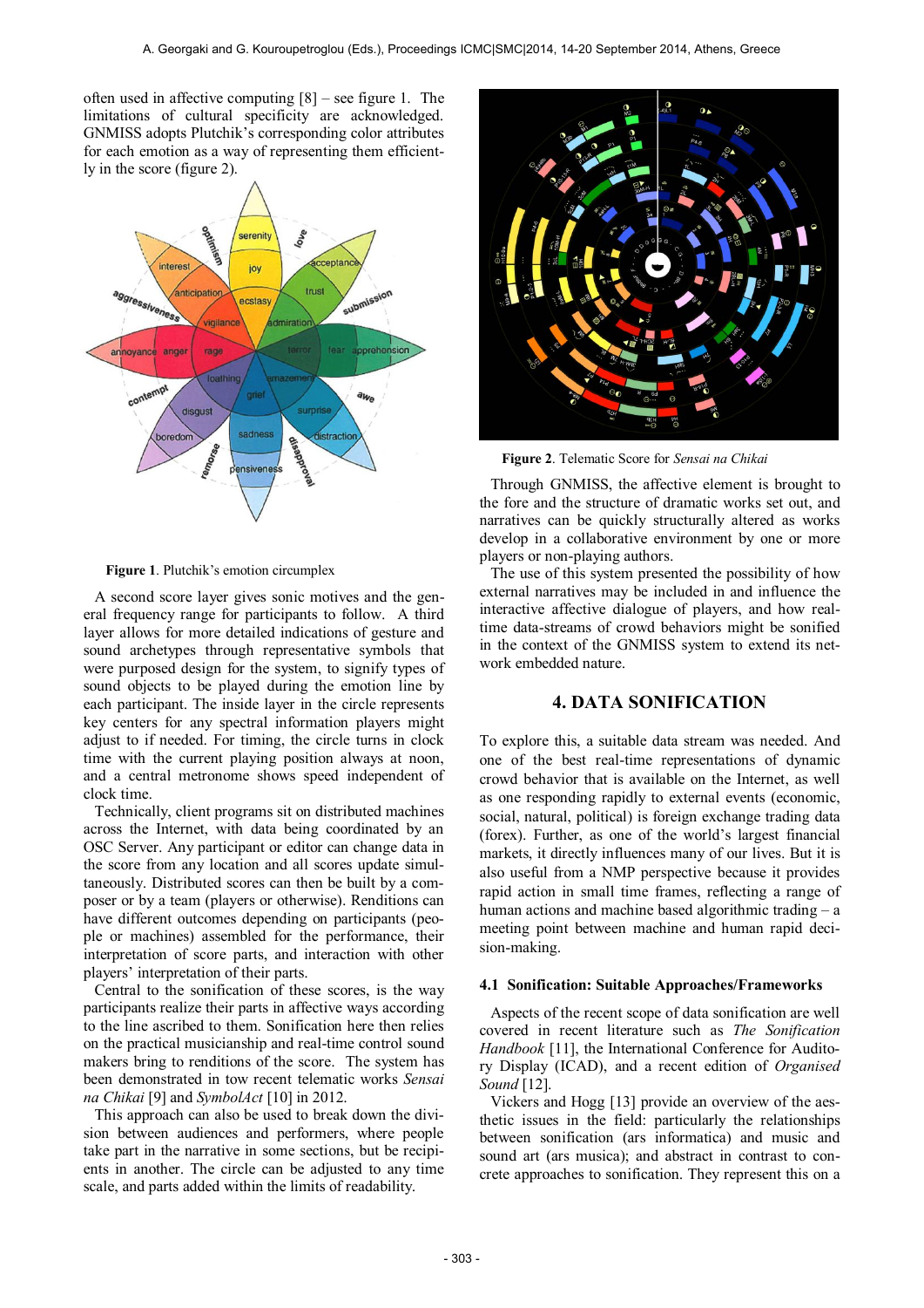often used in affective computing [8] – see figure 1. The limitations of cultural specificity are acknowledged. GNMISS adopts Plutchik's corresponding color attributes for each emotion as a way of representing them efficiently in the score (figure 2).

**Figure 1**. Plutchik's emotion circumplex

A second score layer gives sonic motives and the general frequency range for participants to follow. A third layer allows for more detailed indications of gesture and sound archetypes through representative symbols that were purposed design for the system, to signify types of sound objects to be played during the emotion line by each participant. The inside layer in the circle represents key centers for any spectral information players might adjust to if needed. For timing, the circle turns in clock time with the current playing position always at noon, and a central metronome shows speed independent of clock time.

Technically, client programs sit on distributed machines across the Internet, with data being coordinated by an OSC Server. Any participant or editor can change data in the score from any location and all scores update simultaneously. Distributed scores can then be built by a composer or by a team (players or otherwise). Renditions can have different outcomes depending on participants (people or machines) assembled for the performance, their interpretation of score parts, and interaction with other players' interpretation of their parts.

Central to the sonification of these scores, is the way participants realize their parts in affective ways according to the line ascribed to them. Sonification here then relies on the practical musicianship and real-time control sound makers bring to renditions of the score. The system has been demonstrated in tow recent telematic works *Sensai na Chikai* [9] and *SymbolAct* [10] in 2012.

This approach can also be used to break down the division between audiences and performers, where people take part in the narrative in some sections, but be recipients in another. The circle can be adjusted to any time scale, and parts added within the limits of readability.

**Figure 2**. Telematic Score for *Sensai na Chikai*

Through GNMISS, the affective element is brought to the fore and the structure of dramatic works set out, and narratives can be quickly structurally altered as works develop in a collaborative environment by one or more players or non-playing authors.

The use of this system presented the possibility of how external narratives may be included in and influence the interactive affective dialogue of players, and how real-time data-streams of crowd behaviors might be sonified in the context of the GNMISS system to extend its network embedded nature.

## 4. DATA SONIFICATION

To explore this, a suitable data stream was needed. And one of the best real-time representations of dynamic crowd behavior that is available on the Internet, as well as one responding rapidly to external events (economic, social, natural, political) is foreign exchange trading data (forex). Further, as one of the world's largest financial markets, it directly influences many of our lives. But it is also useful from a NMP perspective because it provides rapid action in small time frames, reflecting a range of human actions and machine based algorithmic trading – a meeting point between machine and human rapid decision-making.

### 4.1 Sonification: Suitable Approaches/Frameworks

Aspects of the recent scope of data sonification are well covered in recent literature such as *The Sonification Handbook* [11], the International Conference for Auditory Display (ICAD), and a recent edition of *Organised Sound* [12].

Vickers and Hogg [13] provide an overview of the aesthetic issues in the field: particularly the relationships between sonification (ars informatica) and music and sound art (ars musica); and abstract in contrast to concrete approaches to sonification. They represent this on a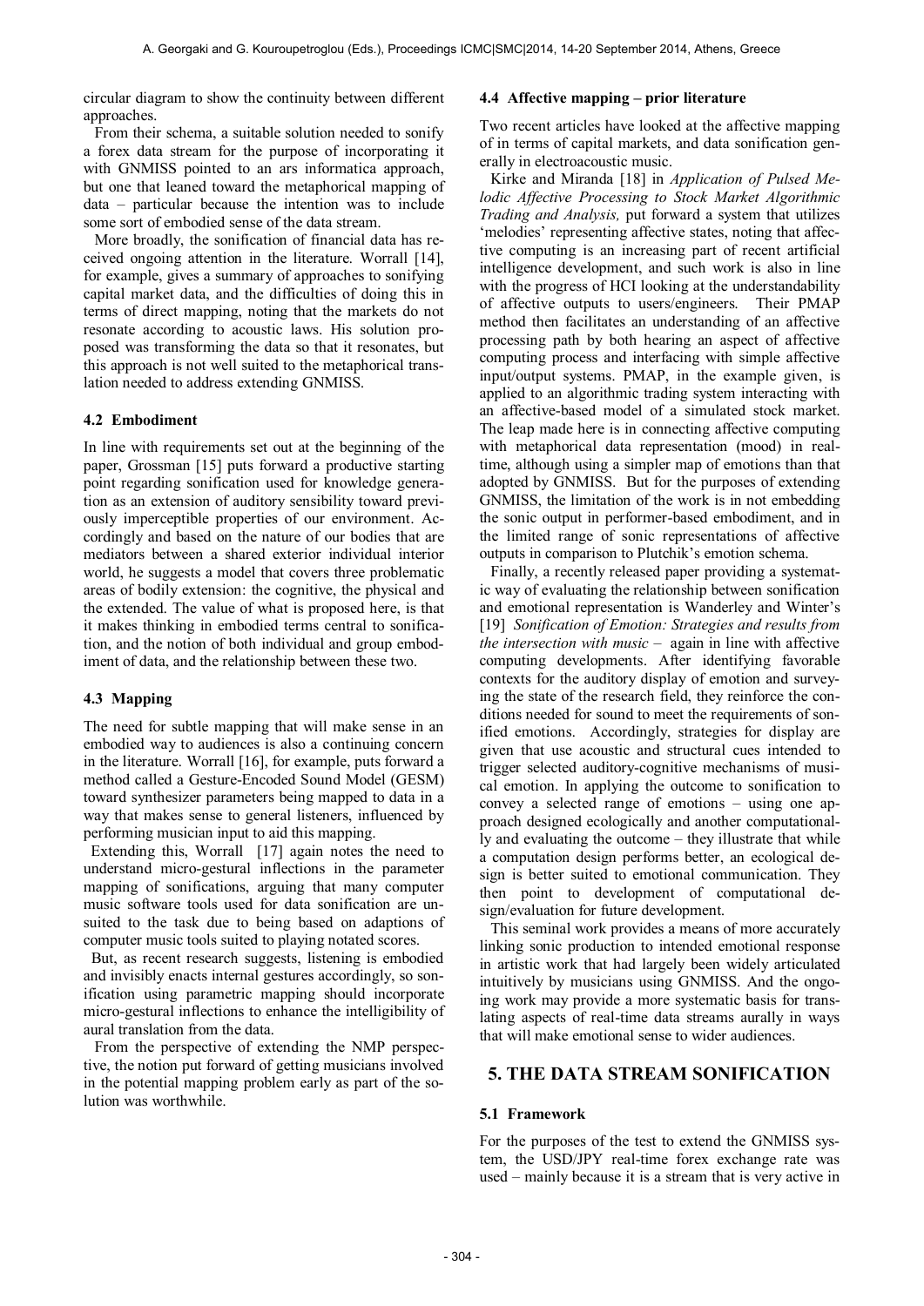circular diagram to show the continuity between different approaches.

From their schema, a suitable solution needed to sonify a forex data stream for the purpose of incorporating it with GNMISS pointed to an ars informatica approach, but one that leaned toward the metaphorical mapping of data – particular because the intention was to include some sort of embodied sense of the data stream.

More broadly, the sonification of financial data has received ongoing attention in the literature. Worrall [14], for example, gives a summary of approaches to sonifying capital market data, and the difficulties of doing this in terms of direct mapping, noting that the markets do not resonate according to acoustic laws. His solution proposed was transforming the data so that it resonates, but this approach is not well suited to the metaphorical translation needed to address extending GNMISS.

### 4.2 Embodiment

In line with requirements set out at the beginning of the paper, Grossman [15] puts forward a productive starting point regarding sonification used for knowledge generation as an extension of auditory sensibility toward previously imperceptible properties of our environment. Accordingly and based on the nature of our bodies that are mediators between a shared exterior individual interior world, he suggests a model that covers three problematic areas of bodily extension: the cognitive, the physical and the extended. The value of what is proposed here, is that it makes thinking in embodied terms central to sonification, and the notion of both individual and group embodiment of data, and the relationship between these two.

### 4.3 Mapping

The need for subtle mapping that will make sense in an embodied way to audiences is also a continuing concern in the literature. Worrall [16], for example, puts forward a method called a Gesture-Encoded Sound Model (GESM) toward synthesizer parameters being mapped to data in a way that makes sense to general listeners, influenced by performing musician input to aid this mapping.

Extending this, Worrall [17] again notes the need to understand micro-gestural inflections in the parameter mapping of sonifications, arguing that many computer music software tools used for data sonification are unsuited to the task due to being based on adaptions of computer music tools suited to playing notated scores.

But, as recent research suggests, listening is embodied and invisibly enacts internal gestures accordingly, so sonification using parametric mapping should incorporate micro-gestural inflections to enhance the intelligibility of aural translation from the data.

From the perspective of extending the NMP perspective, the notion put forward of getting musicians involved in the potential mapping problem early as part of the solution was worthwhile.

### 4.4 Affective mapping – prior literature

Two recent articles have looked at the affective mapping of in terms of capital markets, and data sonification generally in electroacoustic music.

Kirke and Miranda [18] in *Application of Pulsed Melodic Affective Processing to Stock Market Algorithmic Trading and Analysis,* put forward a system that utilizes 'melodies' representing affective states, noting that affective computing is an increasing part of recent artificial intelligence development, and such work is also in line with the progress of HCI looking at the understandability of affective outputs to users/engineers. Their PMAP method then facilitates an understanding of an affective processing path by both hearing an aspect of affective computing process and interfacing with simple affective input/output systems. PMAP, in the example given, is applied to an algorithmic trading system interacting with an affective-based model of a simulated stock market. The leap made here is in connecting affective computing with metaphorical data representation (mood) in real-time, although using a simpler map of emotions than that adopted by GNMISS. But for the purposes of extending GNMISS, the limitation of the work is in not embedding the sonic output in performer-based embodiment, and in the limited range of sonic representations of affective outputs in comparison to Plutchik's emotion schema.

Finally, a recently released paper providing a systematic way of evaluating the relationship between sonification and emotional representation is Wanderley and Winter's [19] *Sonification of Emotion: Strategies and results from the intersection with music* – again in line with affective computing developments. After identifying favorable contexts for the auditory display of emotion and surveying the state of the research field, they reinforce the conditions needed for sound to meet the requirements of sonified emotions. Accordingly, strategies for display are given that use acoustic and structural cues intended to trigger selected auditory-cognitive mechanisms of musical emotion. In applying the outcome to sonification to convey a selected range of emotions – using one approach designed ecologically and another computationally and evaluating the outcome – they illustrate that while a computation design performs better, an ecological design is better suited to emotional communication. They then point to development of computational design/evaluation for future development.

This seminal work provides a means of more accurately linking sonic production to intended emotional response in artistic work that had largely been widely articulated intuitively by musicians using GNMISS. And the ongoing work may provide a more systematic basis for translating aspects of real-time data streams aurally in ways that will make emotional sense to wider audiences.

## 5. THE DATA STREAM SONIFICATION

### 5.1 Framework

For the purposes of the test to extend the GNMISS system, the USD/JPY real-time forex exchange rate was used – mainly because it is a stream that is very active in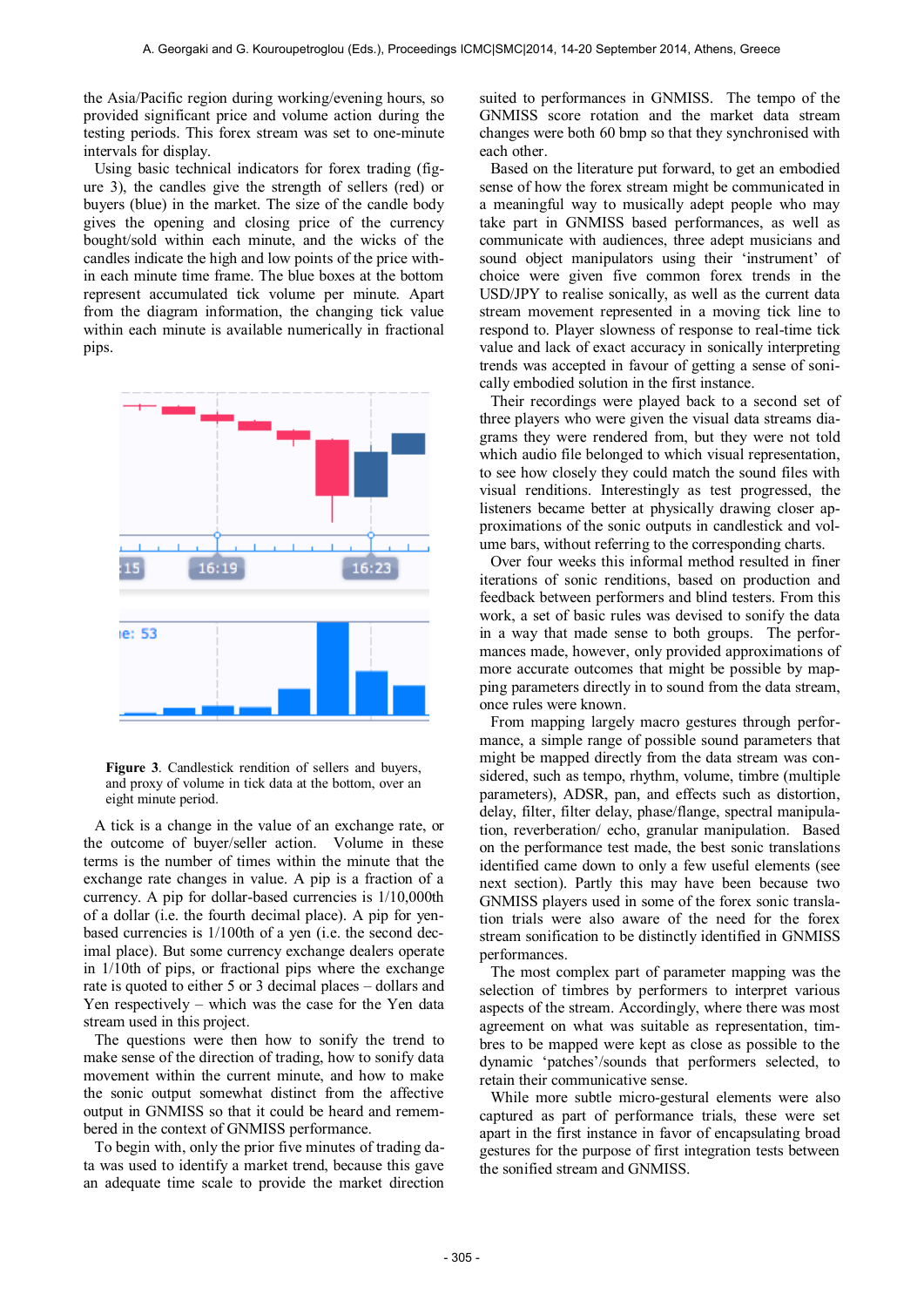the Asia/Pacific region during working/evening hours, so provided significant price and volume action during the testing periods. This forex stream was set to one-minute intervals for display.

Using basic technical indicators for forex trading (figure 3), the candles give the strength of sellers (red) or buyers (blue) in the market. The size of the candle body gives the opening and closing price of the currency bought/sold within each minute, and the wicks of the candles indicate the high and low points of the price within each minute time frame. The blue boxes at the bottom represent accumulated tick volume per minute. Apart from the diagram information, the changing tick value within each minute is available numerically in fractional pips.

**Figure 3**. Candlestick rendition of sellers and buyers, and proxy of volume in tick data at the bottom, over an eight minute period.

A tick is a change in the value of an exchange rate, or the outcome of buyer/seller action. Volume in these terms is the number of times within the minute that the exchange rate changes in value. A pip is a fraction of a currency. A pip for dollar-based currencies is 1/10,000th of a dollar (i.e. the fourth decimal place). A pip for yen-based currencies is 1/100th of a yen (i.e. the second decimal place). But some currency exchange dealers operate in 1/10th of pips, or fractional pips where the exchange rate is quoted to either 5 or 3 decimal places – dollars and Yen respectively – which was the case for the Yen data stream used in this project.

The questions were then how to sonify the trend to make sense of the direction of trading, how to sonify data movement within the current minute, and how to make the sonic output somewhat distinct from the affective output in GNMISS so that it could be heard and remembered in the context of GNMISS performance.

To begin with, only the prior five minutes of trading data was used to identify a market trend, because this gave an adequate time scale to provide the market direction suited to performances in GNMISS. The tempo of the GNMISS score rotation and the market data stream changes were both 60 bmp so that they synchronised with each other.

Based on the literature put forward, to get an embodied sense of how the forex stream might be communicated in a meaningful way to musically adept people who may take part in GNMISS based performances, as well as communicate with audiences, three adept musicians and sound object manipulators using their 'instrument' of choice were given five common forex trends in the USD/JPY to realise sonically, as well as the current data stream movement represented in a moving tick line to respond to. Player slowness of response to real-time tick value and lack of exact accuracy in sonically interpreting trends was accepted in favour of getting a sense of sonically embodied solution in the first instance.

Their recordings were played back to a second set of three players who were given the visual data streams diagrams they were rendered from, but they were not told which audio file belonged to which visual representation, to see how closely they could match the sound files with visual renditions. Interestingly as test progressed, the listeners became better at physically drawing closer approximations of the sonic outputs in candlestick and volume bars, without referring to the corresponding charts.

Over four weeks this informal method resulted in finer iterations of sonic renditions, based on production and feedback between performers and blind testers. From this work, a set of basic rules was devised to sonify the data in a way that made sense to both groups. The performances made, however, only provided approximations of more accurate outcomes that might be possible by mapping parameters directly in to sound from the data stream, once rules were known.

From mapping largely macro gestures through performance, a simple range of possible sound parameters that might be mapped directly from the data stream was considered, such as tempo, rhythm, volume, timbre (multiple parameters), ADSR, pan, and effects such as distortion, delay, filter, filter delay, phase/flange, spectral manipulation, reverberation/ echo, granular manipulation. Based on the performance test made, the best sonic translations identified came down to only a few useful elements (see next section). Partly this may have been because two GNMISS players used in some of the forex sonic translation trials were also aware of the need for the forex stream sonification to be distinctly identified in GNMISS performances.

The most complex part of parameter mapping was the selection of timbres by performers to interpret various aspects of the stream. Accordingly, where there was most agreement on what was suitable as representation, timbres to be mapped were kept as close as possible to the dynamic 'patches'/sounds that performers selected, to retain their communicative sense.

While more subtle micro-gestural elements were also captured as part of performance trials, these were set apart in the first instance in favor of encapsulating broad gestures for the purpose of first integration tests between the sonified stream and GNMISS.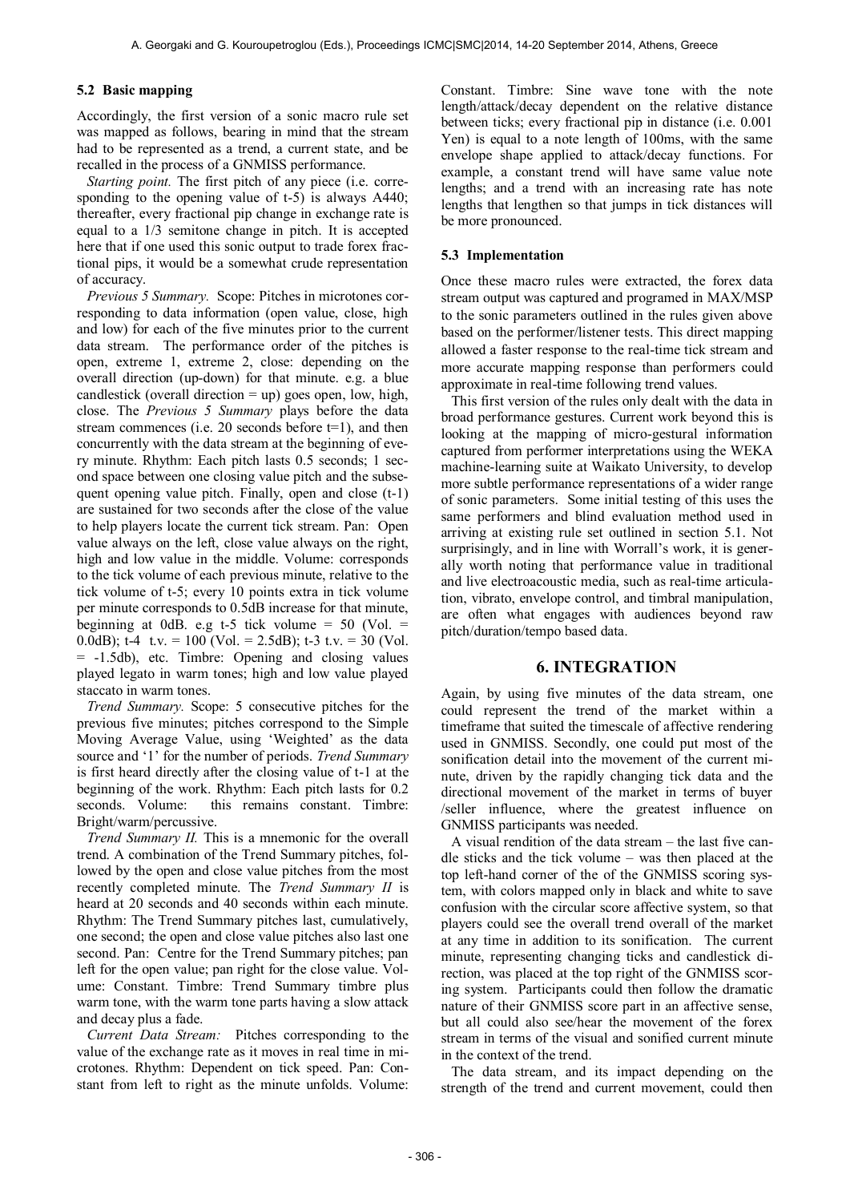### 5.2 Basic mapping

Accordingly, the first version of a sonic macro rule set was mapped as follows, bearing in mind that the stream had to be represented as a trend, a current state, and be recalled in the process of a GNMISS performance.

*Starting point.* The first pitch of any piece (i.e. corresponding to the opening value of t-5) is always A440; thereafter, every fractional pip change in exchange rate is equal to a 1/3 semitone change in pitch. It is accepted here that if one used this sonic output to trade forex fractional pips, it would be a somewhat crude representation of accuracy.

*Previous 5 Summary.* Scope: Pitches in microtones corresponding to data information (open value, close, high and low) for each of the five minutes prior to the current data stream. The performance order of the pitches is open, extreme 1, extreme 2, close: depending on the overall direction (up-down) for that minute. e.g. a blue candlestick (overall direction = up) goes open, low, high, close. The *Previous 5 Summary* plays before the data stream commences (i.e. 20 seconds before t=1), and then concurrently with the data stream at the beginning of every minute. Rhythm: Each pitch lasts 0.5 seconds; 1 second space between one closing value pitch and the subsequent opening value pitch. Finally, open and close (t-1) are sustained for two seconds after the close of the value to help players locate the current tick stream. Pan: Open value always on the left, close value always on the right, high and low value in the middle. Volume: corresponds to the tick volume of each previous minute, relative to the tick volume of t-5; every 10 points extra in tick volume per minute corresponds to 0.5dB increase for that minute, beginning at 0dB. e.g t-5 tick volume = 50 (Vol. = 0.0dB); t-4 t.v. = 100 (Vol. = 2.5dB); t-3 t.v. = 30 (Vol. = -1.5db), etc. Timbre: Opening and closing values played legato in warm tones; high and low value played staccato in warm tones.

*Trend Summary.* Scope: 5 consecutive pitches for the previous five minutes; pitches correspond to the Simple Moving Average Value, using 'Weighted' as the data source and '1' for the number of periods. *Trend Summary* is first heard directly after the closing value of t-1 at the beginning of the work. Rhythm: Each pitch lasts for 0.2 seconds. Volume: this remains constant. Timbre: Bright/warm/percussive.

*Trend Summary II.* This is a mnemonic for the overall trend. A combination of the Trend Summary pitches, followed by the open and close value pitches from the most recently completed minute. The *Trend Summary II* is heard at 20 seconds and 40 seconds within each minute. Rhythm: The Trend Summary pitches last, cumulatively, one second; the open and close value pitches also last one second. Pan: Centre for the Trend Summary pitches; pan left for the open value; pan right for the close value. Volume: Constant. Timbre: Trend Summary timbre plus warm tone, with the warm tone parts having a slow attack and decay plus a fade.

*Current Data Stream:* Pitches corresponding to the value of the exchange rate as it moves in real time in microtones. Rhythm: Dependent on tick speed. Pan: Constant from left to right as the minute unfolds. Volume: Constant. Timbre: Sine wave tone with the note length/attack/decay dependent on the relative distance between ticks; every fractional pip in distance (i.e. 0.001 Yen) is equal to a note length of 100ms, with the same envelope shape applied to attack/decay functions. For example, a constant trend will have same value note lengths; and a trend with an increasing rate has note lengths that lengthen so that jumps in tick distances will be more pronounced.

### 5.3 Implementation

Once these macro rules were extracted, the forex data stream output was captured and programed in MAX/MSP to the sonic parameters outlined in the rules given above based on the performer/listener tests. This direct mapping allowed a faster response to the real-time tick stream and more accurate mapping response than performers could approximate in real-time following trend values.

This first version of the rules only dealt with the data in broad performance gestures. Current work beyond this is looking at the mapping of micro-gestural information captured from performer interpretations using the WEKA machine-learning suite at Waikato University, to develop more subtle performance representations of a wider range of sonic parameters. Some initial testing of this uses the same performers and blind evaluation method used in arriving at existing rule set outlined in section 5.1. Not surprisingly, and in line with Worrall's work, it is generally worth noting that performance value in traditional and live electroacoustic media, such as real-time articulation, vibrato, envelope control, and timbral manipulation, are often what engages with audiences beyond raw pitch/duration/tempo based data.

## 6. INTEGRATION

Again, by using five minutes of the data stream, one could represent the trend of the market within a timeframe that suited the timescale of affective rendering used in GNMISS. Secondly, one could put most of the sonification detail into the movement of the current minute, driven by the rapidly changing tick data and the directional movement of the market in terms of buyer /seller influence, where the greatest influence on GNMISS participants was needed.

A visual rendition of the data stream – the last five candle sticks and the tick volume – was then placed at the top left-hand corner of the of the GNMISS scoring system, with colors mapped only in black and white to save confusion with the circular score affective system, so that players could see the overall trend overall of the market at any time in addition to its sonification. The current minute, representing changing ticks and candlestick direction, was placed at the top right of the GNMISS scoring system. Participants could then follow the dramatic nature of their GNMISS score part in an affective sense, but all could also see/hear the movement of the forex stream in terms of the visual and sonified current minute in the context of the trend.

The data stream, and its impact depending on the strength of the trend and current movement, could then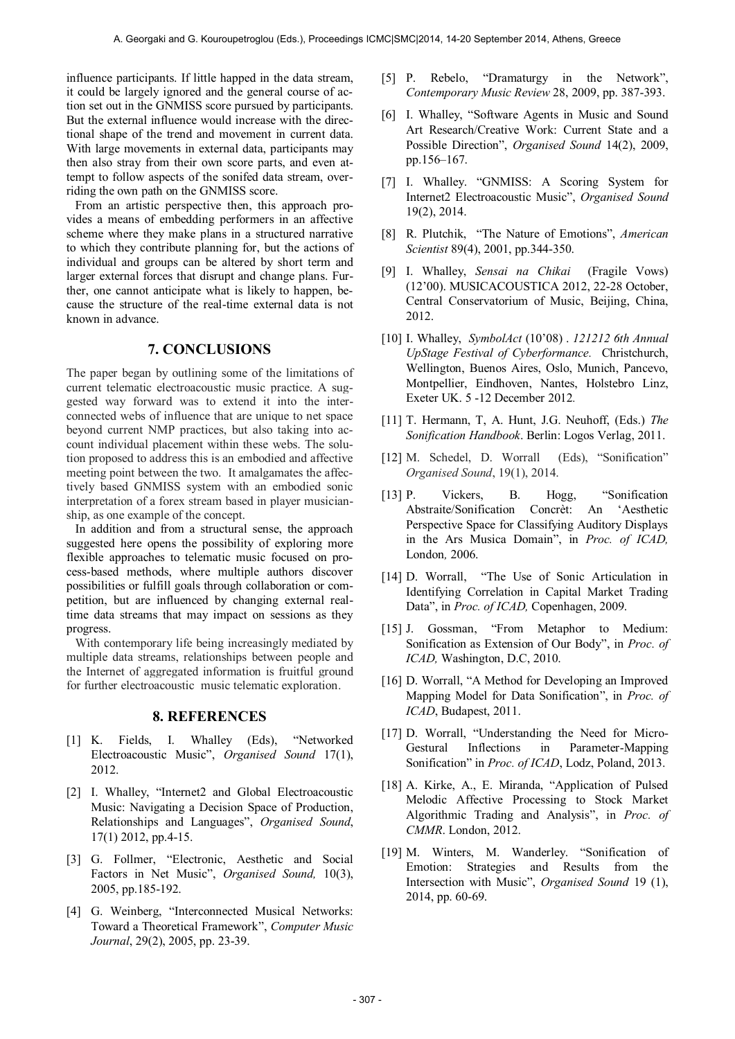influence participants. If little happed in the data stream, it could be largely ignored and the general course of action set out in the GNMISS score pursued by participants. But the external influence would increase with the directional shape of the trend and movement in current data. With large movements in external data, participants may then also stray from their own score parts, and even attempt to follow aspects of the sonifed data stream, overriding the own path on the GNMISS score.

From an artistic perspective then, this approach provides a means of embedding performers in an affective scheme where they make plans in a structured narrative to which they contribute planning for, but the actions of individual and groups can be altered by short term and larger external forces that disrupt and change plans. Further, one cannot anticipate what is likely to happen, because the structure of the real-time external data is not known in advance.

## 7. CONCLUSIONS

The paper began by outlining some of the limitations of current telematic electroacoustic music practice. A suggested way forward was to extend it into the interconnected webs of influence that are unique to net space beyond current NMP practices, but also taking into account individual placement within these webs. The solution proposed to address this is an embodied and affective meeting point between the two. It amalgamates the affectively based GNMISS system with an embodied sonic interpretation of a forex stream based in player musicianship, as one example of the concept.

In addition and from a structural sense, the approach suggested here opens the possibility of exploring more flexible approaches to telematic music focused on process-based methods, where multiple authors discover possibilities or fulfill goals through collaboration or competition, but are influenced by changing external real-time data streams that may impact on sessions as they progress.

With contemporary life being increasingly mediated by multiple data streams, relationships between people and the Internet of aggregated information is fruitful ground for further electroacoustic music telematic exploration.

## 8. REFERENCES

[1] K. Fields, I. Whalley (Eds), "Networked Electroacoustic Music", *Organised Sound* 17(1), 2012.

[2] I. Whalley, "Internet2 and Global Electroacoustic Music: Navigating a Decision Space of Production, Relationships and Languages", *Organised Sound*, 17(1) 2012, pp.4-15.

[3] G. Follmer, "Electronic, Aesthetic and Social Factors in Net Music", *Organised Sound,* 10(3), 2005, pp.185-192.

[4] G. Weinberg, "Interconnected Musical Networks: Toward a Theoretical Framework", *Computer Music Journal*, 29(2), 2005, pp. 23-39.

[5] P. Rebelo, "Dramaturgy in the Network", *Contemporary Music Review* 28, 2009, pp. 387-393.

[6] I. Whalley, "Software Agents in Music and Sound Art Research/Creative Work: Current State and a Possible Direction", *Organised Sound* 14(2), 2009, pp.156–167.

[7] I. Whalley. "GNMISS: A Scoring System for Internet2 Electroacoustic Music", *Organised Sound* 19(2), 2014.

[8] R. Plutchik, "The Nature of Emotions", *American Scientist* 89(4), 2001, pp.344-350.

[9] I. Whalley, *Sensai na Chikai* (Fragile Vows) (12'00). MUSICACOUSTICA 2012, 22-28 October, Central Conservatorium of Music, Beijing, China, 2012.

[10] I. Whalley, *SymbolAct* (10'08) . *121212 6th Annual UpStage Festival of Cyberformance.* Christchurch, Wellington, Buenos Aires, Oslo, Munich, Pancevo, Montpellier, Eindhoven, Nantes, Holstebro Linz, Exeter UK. 5 -12 December 2012.

[11] T. Hermann, T, A. Hunt, J.G. Neuhoff, (Eds.) *The Sonification Handbook*. Berlin: Logos Verlag, 2011.

[12] M. Schedel, D. Worrall (Eds), "Sonification" *Organised Sound*, 19(1), 2014.

[13] P. Vickers, B. Hogg, "Sonification Abstraite/Sonification Concrèt: An 'Aesthetic Perspective Space for Classifying Auditory Displays in the Ars Musica Domain", in *Proc. of ICAD,* London*,* 2006.

[14] D. Worrall, "The Use of Sonic Articulation in Identifying Correlation in Capital Market Trading Data", in *Proc. of ICAD,* Copenhagen, 2009.

[15] J. Gossman, "From Metaphor to Medium: Sonification as Extension of Our Body", in *Proc. of ICAD,* Washington, D.C, 2010.

[16] D. Worrall, "A Method for Developing an Improved Mapping Model for Data Sonification", in *Proc. of ICAD*, Budapest, 2011.

[17] D. Worrall, "Understanding the Need for Micro-Gestural Inflections in Parameter-Mapping Sonification" in *Proc. of ICAD*, Lodz, Poland, 2013.

[18] A. Kirke, A., E. Miranda, "Application of Pulsed Melodic Affective Processing to Stock Market Algorithmic Trading and Analysis", in *Proc. of CMMR*. London, 2012.

[19] M. Winters, M. Wanderley. "Sonification of Emotion: Strategies and Results from the Intersection with Music", *Organised Sound* 19 (1), 2014, pp. 60-69.